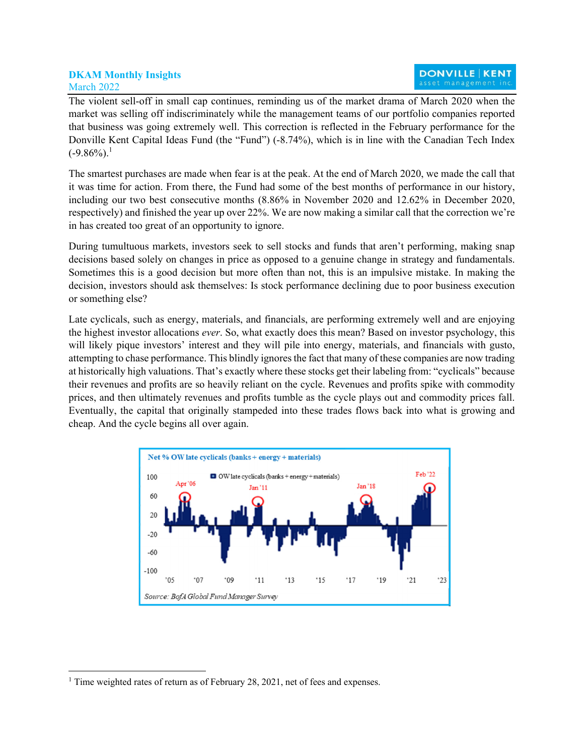**DKAM Monthly Insights**
March 2022

The violent sell-off in small cap continues, reminding us of the market drama of March 2020 when the market was selling off indiscriminately while the management teams of our portfolio companies reported that business was going extremely well. This correction is reflected in the February performance for the Donville Kent Capital Ideas Fund (the "Fund") (-8.74%), which is in line with the Canadian Tech Index (-9.86%).[1]

The smartest purchases are made when fear is at the peak. At the end of March 2020, we made the call that it was time for action. From there, the Fund had some of the best months of performance in our history, including our two best consecutive months (8.86% in November 2020 and 12.62% in December 2020, respectively) and finished the year up over 22%. We are now making a similar call that the correction we're in has created too great of an opportunity to ignore.

During tumultuous markets, investors seek to sell stocks and funds that aren't performing, making snap decisions based solely on changes in price as opposed to a genuine change in strategy and fundamentals. Sometimes this is a good decision but more often than not, this is an impulsive mistake. In making the decision, investors should ask themselves: Is stock performance declining due to poor business execution or something else?

Late cyclicals, such as energy, materials, and financials, are performing extremely well and are enjoying the highest investor allocations *ever*. So, what exactly does this mean? Based on investor psychology, this will likely pique investors' interest and they will pile into energy, materials, and financials with gusto, attempting to chase performance. This blindly ignores the fact that many of these companies are now trading at historically high valuations. That's exactly where these stocks get their labeling from: "cyclicals" because their revenues and profits are so heavily reliant on the cycle. Revenues and profits spike with commodity prices, and then ultimately revenues and profits tumble as the cycle plays out and commodity prices fall. Eventually, the capital that originally stampeded into these trades flows back into what is growing and cheap. And the cycle begins all over again.

**Net % OW late cyclicals (banks + energy + materials)**

Source: BofA Global Fund Manager Survey

---

[1] Time weighted rates of return as of February 28, 2021, net of fees and expenses.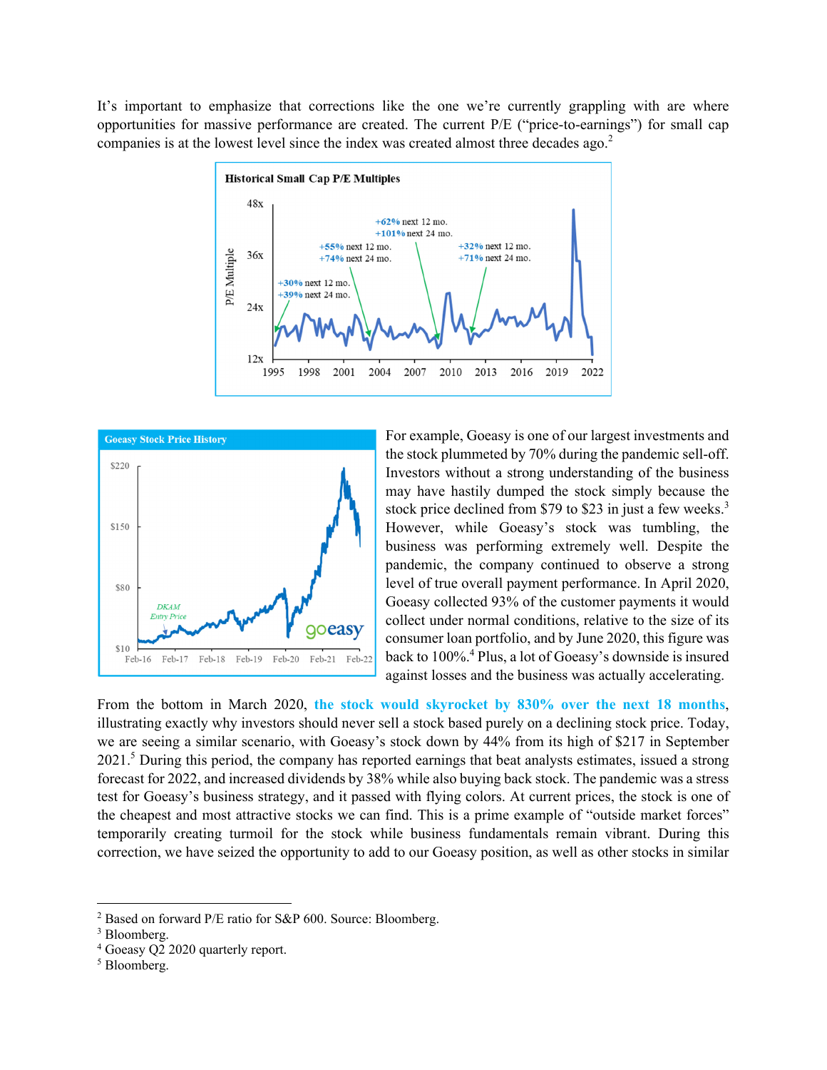It's important to emphasize that corrections like the one we're currently grappling with are where opportunities for massive performance are created. The current P/E ("price-to-earnings") for small cap companies is at the lowest level since the index was created almost three decades ago.[2]

**Historical Small Cap P/E Multiples**

For example, Goeasy is one of our largest investments and the stock plummeted by 70% during the pandemic sell-off. Investors without a strong understanding of the business may have hastily dumped the stock simply because the stock price declined from $79 to $23 in just a few weeks.[3] However, while Goeasy's stock was tumbling, the business was performing extremely well. Despite the pandemic, the company continued to observe a strong level of true overall payment performance. In April 2020, Goeasy collected 93% of the customer payments it would collect under normal conditions, relative to the size of its consumer loan portfolio, and by June 2020, this figure was back to 100%.[4] Plus, a lot of Goeasy's downside is insured against losses and the business was actually accelerating.

**Goeasy Stock Price History**

From the bottom in March 2020, **the stock would skyrocket by 830% over the next 18 months**, illustrating exactly why investors should never sell a stock based purely on a declining stock price. Today, we are seeing a similar scenario, with Goeasy's stock down by 44% from its high of $217 in September 2021.[5] During this period, the company has reported earnings that beat analysts estimates, issued a strong forecast for 2022, and increased dividends by 38% while also buying back stock. The pandemic was a stress test for Goeasy's business strategy, and it passed with flying colors. At current prices, the stock is one of the cheapest and most attractive stocks we can find. This is a prime example of "outside market forces" temporarily creating turmoil for the stock while business fundamentals remain vibrant. During this correction, we have seized the opportunity to add to our Goeasy position, as well as other stocks in similar

---

[2] Based on forward P/E ratio for S&P 600. Source: Bloomberg.
[3] Bloomberg.
[4] Goeasy Q2 2020 quarterly report.
[5] Bloomberg.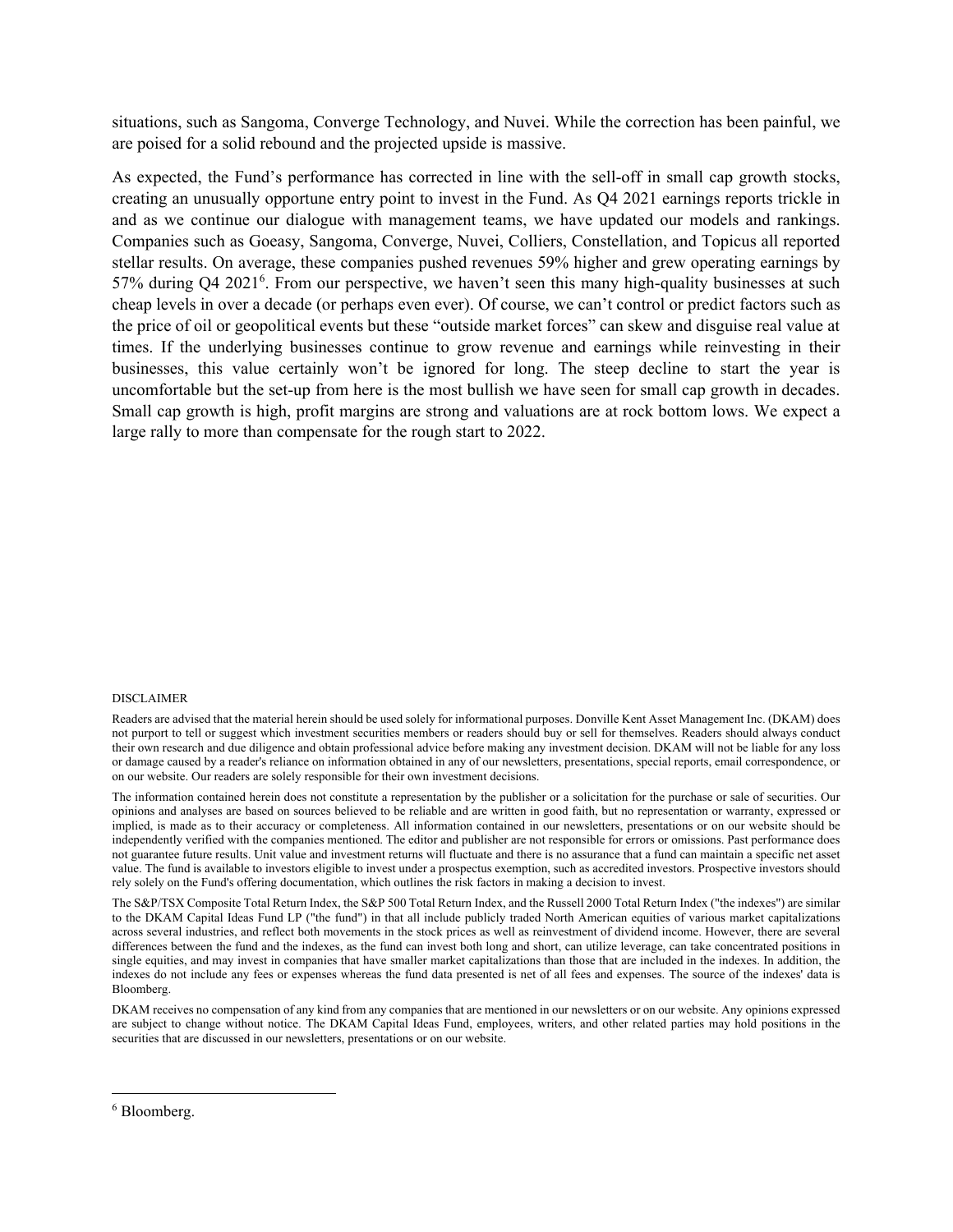situations, such as Sangoma, Converge Technology, and Nuvei. While the correction has been painful, we are poised for a solid rebound and the projected upside is massive.

As expected, the Fund's performance has corrected in line with the sell-off in small cap growth stocks, creating an unusually opportune entry point to invest in the Fund. As Q4 2021 earnings reports trickle in and as we continue our dialogue with management teams, we have updated our models and rankings. Companies such as Goeasy, Sangoma, Converge, Nuvei, Colliers, Constellation, and Topicus all reported stellar results. On average, these companies pushed revenues 59% higher and grew operating earnings by 57% during Q4 2021[6]. From our perspective, we haven't seen this many high-quality businesses at such cheap levels in over a decade (or perhaps even ever). Of course, we can't control or predict factors such as the price of oil or geopolitical events but these "outside market forces" can skew and disguise real value at times. If the underlying businesses continue to grow revenue and earnings while reinvesting in their businesses, this value certainly won't be ignored for long. The steep decline to start the year is uncomfortable but the set-up from here is the most bullish we have seen for small cap growth in decades. Small cap growth is high, profit margins are strong and valuations are at rock bottom lows. We expect a large rally to more than compensate for the rough start to 2022.

DISCLAIMER

Readers are advised that the material herein should be used solely for informational purposes. Donville Kent Asset Management Inc. (DKAM) does not purport to tell or suggest which investment securities members or readers should buy or sell for themselves. Readers should always conduct their own research and due diligence and obtain professional advice before making any investment decision. DKAM will not be liable for any loss or damage caused by a reader's reliance on information obtained in any of our newsletters, presentations, special reports, email correspondence, or on our website. Our readers are solely responsible for their own investment decisions.

The information contained herein does not constitute a representation by the publisher or a solicitation for the purchase or sale of securities. Our opinions and analyses are based on sources believed to be reliable and are written in good faith, but no representation or warranty, expressed or implied, is made as to their accuracy or completeness. All information contained in our newsletters, presentations or on our website should be independently verified with the companies mentioned. The editor and publisher are not responsible for errors or omissions. Past performance does not guarantee future results. Unit value and investment returns will fluctuate and there is no assurance that a fund can maintain a specific net asset value. The fund is available to investors eligible to invest under a prospectus exemption, such as accredited investors. Prospective investors should rely solely on the Fund's offering documentation, which outlines the risk factors in making a decision to invest.

The S&P/TSX Composite Total Return Index, the S&P 500 Total Return Index, and the Russell 2000 Total Return Index ("the indexes") are similar to the DKAM Capital Ideas Fund LP ("the fund") in that all include publicly traded North American equities of various market capitalizations across several industries, and reflect both movements in the stock prices as well as reinvestment of dividend income. However, there are several differences between the fund and the indexes, as the fund can invest both long and short, can utilize leverage, can take concentrated positions in single equities, and may invest in companies that have smaller market capitalizations than those that are included in the indexes. In addition, the indexes do not include any fees or expenses whereas the fund data presented is net of all fees and expenses. The source of the indexes' data is Bloomberg.

DKAM receives no compensation of any kind from any companies that are mentioned in our newsletters or on our website. Any opinions expressed are subject to change without notice. The DKAM Capital Ideas Fund, employees, writers, and other related parties may hold positions in the securities that are discussed in our newsletters, presentations or on our website.

[6] Bloomberg.